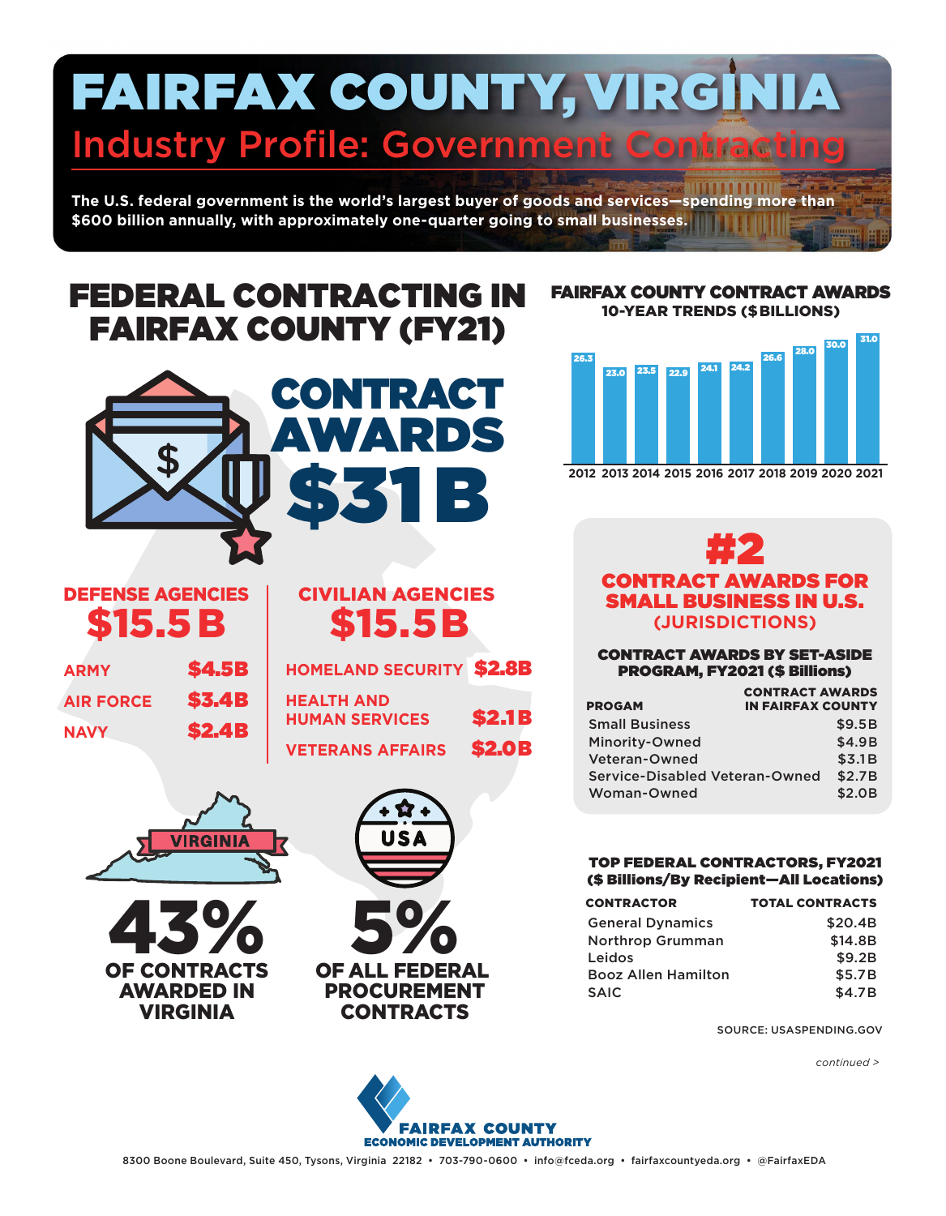# FAIRFAX COUNTY, VIRGINIA

## Industry Profile: Government Contracting

**The U.S. federal government is the world's largest buyer of goods and services—spending more than $600 billion annually, with approximately one-quarter going to small businesses.**

## FEDERAL CONTRACTING IN FAIRFAX COUNTY (FY21)

### CONTRACT AWARDS $31B

| DEFENSE AGENCIES $15.5B | |
|---|---|
| ARMY | $4.5B |
| AIR FORCE | $3.4B |
| NAVY | $2.4B |

| CIVILIAN AGENCIES $15.5B | |
|---|---|
| HOMELAND SECURITY | $2.8B |
| HEALTH AND HUMAN SERVICES | $2.1B |
| VETERANS AFFAIRS | $2.0B |

VIRGINIA

**43%** OF CONTRACTS AWARDED IN VIRGINIA

USA

**5%** OF ALL FEDERAL PROCUREMENT CONTRACTS

## FAIRFAX COUNTY CONTRACT AWARDS

### 10-YEAR TRENDS ($BILLIONS)

| Year | 2012 | 2013 | 2014 | 2015 | 2016 | 2017 | 2018 | 2019 | 2020 | 2021 |
|---|---|---|---|---|---|---|---|---|---|---|
| $ Billions | 26.3 | 23.0 | 23.5 | 22.9 | 24.1 | 24.2 | 26.6 | 28.0 | 30.0 | 31.0 |

## #2

### CONTRACT AWARDS FOR SMALL BUSINESS IN U.S. (JURISDICTIONS)

**CONTRACT AWARDS BY SET-ASIDE PROGRAM, FY2021 ($ Billions)**

| PROGAM | CONTRACT AWARDS IN FAIRFAX COUNTY |
|---|---|
| Small Business | $9.5B |
| Minority-Owned | $4.9B |
| Veteran-Owned | $3.1B |
| Service-Disabled Veteran-Owned | $2.7B |
| Woman-Owned | $2.0B |

**TOP FEDERAL CONTRACTORS, FY2021 ($ Billions/By Recipient—All Locations)**

| CONTRACTOR | TOTAL CONTRACTS |
|---|---|
| General Dynamics | $20.4B |
| Northrop Grumman | $14.8B |
| Leidos | $9.2B |
| Booz Allen Hamilton | $5.7B |
| SAIC | $4.7B |

SOURCE: USASPENDING.GOV

*continued >*

FAIRFAX COUNTY ECONOMIC DEVELOPMENT AUTHORITY

8300 Boone Boulevard, Suite 450, Tysons, Virginia 22182 • 703-790-0600 • info@fceda.org • fairfaxcountyeda.org • @FairfaxEDA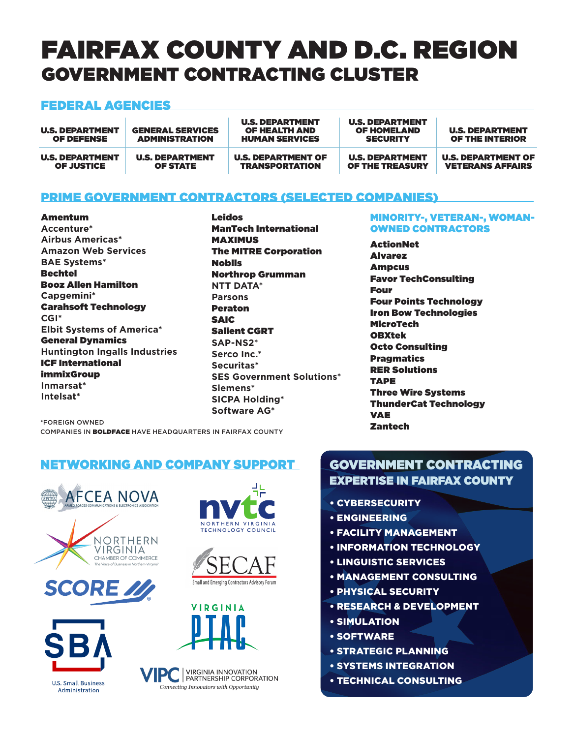# FAIRFAX COUNTY AND D.C. REGION
## GOVERNMENT CONTRACTING CLUSTER

### FEDERAL AGENCIES

| | | | | |
|---|---|---|---|---|
| U.S. DEPARTMENT OF DEFENSE | GENERAL SERVICES ADMINISTRATION | U.S. DEPARTMENT OF HEALTH AND HUMAN SERVICES | U.S. DEPARTMENT OF HOMELAND SECURITY | U.S. DEPARTMENT OF THE INTERIOR |
| U.S. DEPARTMENT OF JUSTICE | U.S. DEPARTMENT OF STATE | U.S. DEPARTMENT OF TRANSPORTATION | U.S. DEPARTMENT OF THE TREASURY | U.S. DEPARTMENT OF VETERANS AFFAIRS |

### PRIME GOVERNMENT CONTRACTORS (SELECTED COMPANIES)

**Amentum**
Accenture*
Airbus Americas*
Amazon Web Services
BAE Systems*
**Bechtel**
**Booz Allen Hamilton**
Capgemini*
**Carahsoft Technology**
CGI*
Elbit Systems of America*
**General Dynamics**
Huntington Ingalls Industries
**ICF International**
**immixGroup**
Inmarsat*
Intelsat*
**Leidos**
**ManTech International**
**MAXIMUS**
**The MITRE Corporation**
**Noblis**
**Northrop Grumman**
NTT DATA*
Parsons
**Peraton**
**SAIC**
**Salient CGRT**
SAP-NS2*
Serco Inc.*
Securitas*
SES Government Solutions*
Siemens*
SICPA Holding*
Software AG*

*FOREIGN OWNED
COMPANIES IN **BOLDFACE** HAVE HEADQUARTERS IN FAIRFAX COUNTY

#### MINORITY-, VETERAN-, WOMAN-OWNED CONTRACTORS

**ActionNet**
**Alvarez**
**Ampcus**
**Favor TechConsulting**
**Four**
**Four Points Technology**
**Iron Bow Technologies**
**MicroTech**
**OBXtek**
**Octo Consulting**
**Pragmatics**
**RER Solutions**
**TAPE**
**Three Wire Systems**
**ThunderCat Technology**
**VAE**
**Zantech**

### NETWORKING AND COMPANY SUPPORT

AFCEA NOVA – Armed Forces Communications & Electronics Association
NVTC – Northern Virginia Technology Council
Northern Virginia Chamber of Commerce – The Voice of Business in Northern Virginia
SECAF – Small and Emerging Contractors Advisory Forum
SCORE
SBA – U.S. Small Business Administration
Virginia PTAC
VIPC – Virginia Innovation Partnership Corporation – Connecting Innovators with Opportunity

### GOVERNMENT CONTRACTING EXPERTISE IN FAIRFAX COUNTY

- CYBERSECURITY
- ENGINEERING
- FACILITY MANAGEMENT
- INFORMATION TECHNOLOGY
- LINGUISTIC SERVICES
- MANAGEMENT CONSULTING
- PHYSICAL SECURITY
- RESEARCH & DEVELOPMENT
- SIMULATION
- SOFTWARE
- STRATEGIC PLANNING
- SYSTEMS INTEGRATION
- TECHNICAL CONSULTING